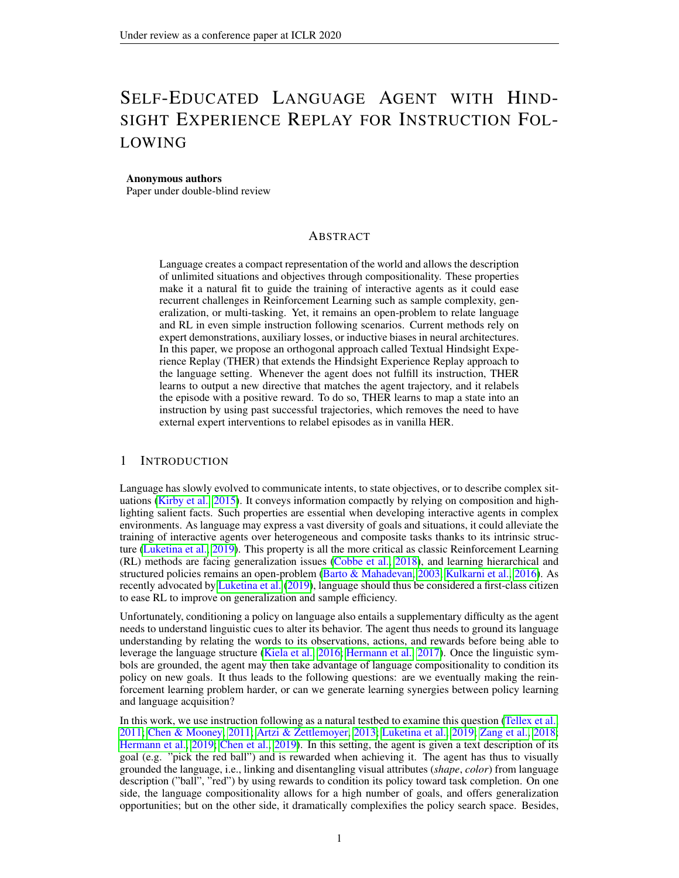# Self-Educated Language Agent with Hindsight Experience Replay for Instruction Following

**Anonymous authors**
Paper under double-blind review

## Abstract

Language creates a compact representation of the world and allows the description of unlimited situations and objectives through compositionality. These properties make it a natural fit to guide the training of interactive agents as it could ease recurrent challenges in Reinforcement Learning such as sample complexity, generalization, or multi-tasking. Yet, it remains an open-problem to relate language and RL in even simple instruction following scenarios. Current methods rely on expert demonstrations, auxiliary losses, or inductive biases in neural architectures. In this paper, we propose an orthogonal approach called Textual Hindsight Experience Replay (THER) that extends the Hindsight Experience Replay approach to the language setting. Whenever the agent does not fulfill its instruction, THER learns to output a new directive that matches the agent trajectory, and it relabels the episode with a positive reward. To do so, THER learns to map a state into an instruction by using past successful trajectories, which removes the need to have external expert interventions to relabel episodes as in vanilla HER.

## 1 Introduction

Language has slowly evolved to communicate intents, to state objectives, or to describe complex situations (Kirby et al., 2015). It conveys information compactly by relying on composition and highlighting salient facts. Such properties are essential when developing interactive agents in complex environments. As language may express a vast diversity of goals and situations, it could alleviate the training of interactive agents over heterogeneous and composite tasks thanks to its intrinsic structure (Luketina et al., 2019). This property is all the more critical as classic Reinforcement Learning (RL) methods are facing generalization issues (Cobbe et al., 2018), and learning hierarchical and structured policies remains an open-problem (Barto & Mahadevan, 2003; Kulkarni et al., 2016). As recently advocated by Luketina et al. (2019), language should thus be considered a first-class citizen to ease RL to improve on generalization and sample efficiency.

Unfortunately, conditioning a policy on language also entails a supplementary difficulty as the agent needs to understand linguistic cues to alter its behavior. The agent thus needs to ground its language understanding by relating the words to its observations, actions, and rewards before being able to leverage the language structure (Kiela et al., 2016; Hermann et al., 2017). Once the linguistic symbols are grounded, the agent may then take advantage of language compositionality to condition its policy on new goals. It thus leads to the following questions: are we eventually making the reinforcement learning problem harder, or can we generate learning synergies between policy learning and language acquisition?

In this work, we use instruction following as a natural testbed to examine this question (Tellex et al., 2011; Chen & Mooney, 2011; Artzi & Zettlemoyer, 2013; Luketina et al., 2019; Zang et al., 2018; Hermann et al., 2019; Chen et al., 2019). In this setting, the agent is given a text description of its goal (e.g. "pick the red ball") and is rewarded when achieving it. The agent has thus to visually grounded the language, i.e., linking and disentangling visual attributes (*shape*, *color*) from language description ("ball", "red") by using rewards to condition its policy toward task completion. On one side, the language compositionality allows for a high number of goals, and offers generalization opportunities; but on the other side, it dramatically complexifies the policy search space. Besides,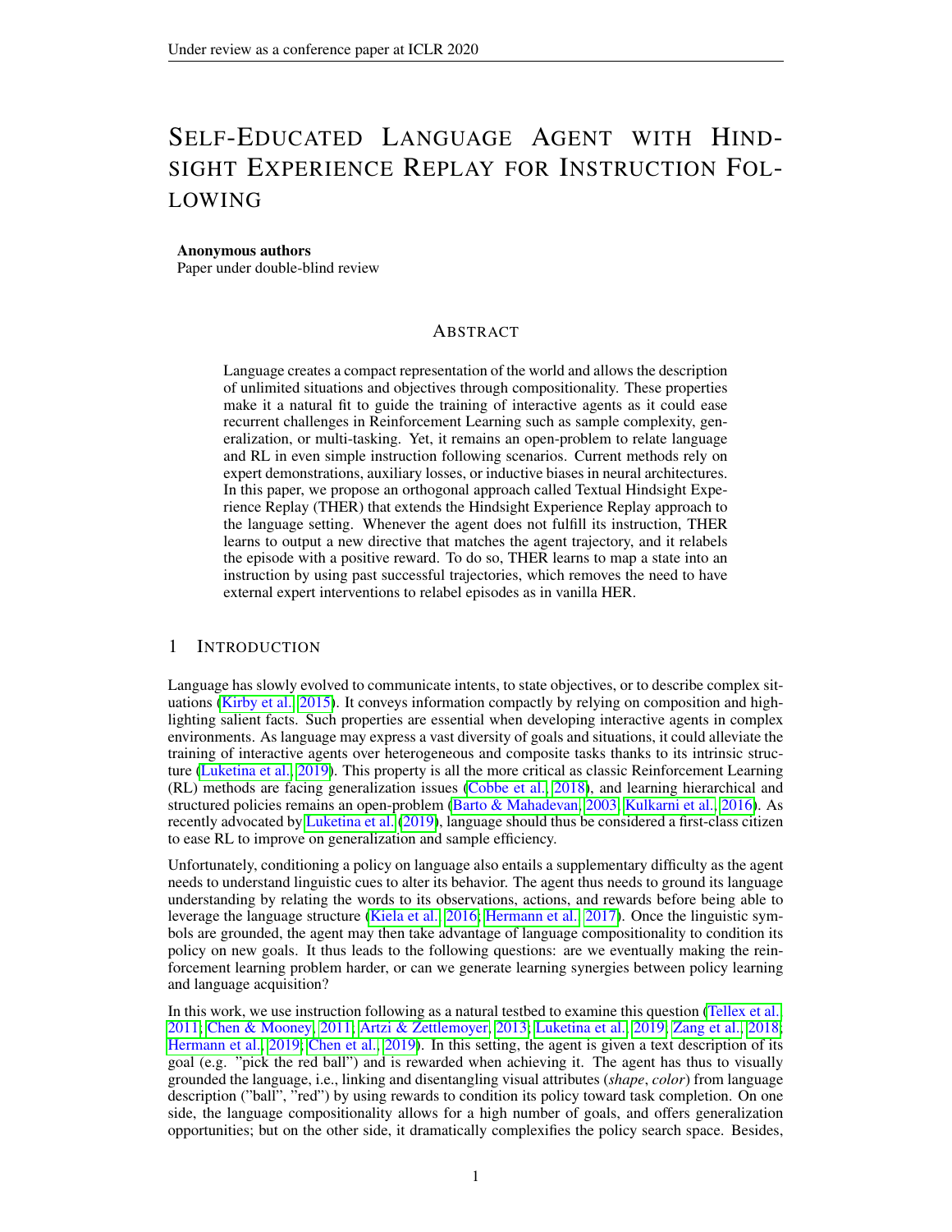# Self-Educated Language Agent with Hindsight Experience Replay for Instruction Following

**Anonymous authors**
Paper under double-blind review

## Abstract

Language creates a compact representation of the world and allows the description of unlimited situations and objectives through compositionality. These properties make it a natural fit to guide the training of interactive agents as it could ease recurrent challenges in Reinforcement Learning such as sample complexity, generalization, or multi-tasking. Yet, it remains an open-problem to relate language and RL in even simple instruction following scenarios. Current methods rely on expert demonstrations, auxiliary losses, or inductive biases in neural architectures. In this paper, we propose an orthogonal approach called Textual Hindsight Experience Replay (THER) that extends the Hindsight Experience Replay approach to the language setting. Whenever the agent does not fulfill its instruction, THER learns to output a new directive that matches the agent trajectory, and it relabels the episode with a positive reward. To do so, THER learns to map a state into an instruction by using past successful trajectories, which removes the need to have external expert interventions to relabel episodes as in vanilla HER.

## 1 Introduction

Language has slowly evolved to communicate intents, to state objectives, or to describe complex situations (Kirby et al., 2015). It conveys information compactly by relying on composition and highlighting salient facts. Such properties are essential when developing interactive agents in complex environments. As language may express a vast diversity of goals and situations, it could alleviate the training of interactive agents over heterogeneous and composite tasks thanks to its intrinsic structure (Luketina et al., 2019). This property is all the more critical as classic Reinforcement Learning (RL) methods are facing generalization issues (Cobbe et al., 2018), and learning hierarchical and structured policies remains an open-problem (Barto & Mahadevan, 2003; Kulkarni et al., 2016). As recently advocated by Luketina et al. (2019), language should thus be considered a first-class citizen to ease RL to improve on generalization and sample efficiency.

Unfortunately, conditioning a policy on language also entails a supplementary difficulty as the agent needs to understand linguistic cues to alter its behavior. The agent thus needs to ground its language understanding by relating the words to its observations, actions, and rewards before being able to leverage the language structure (Kiela et al., 2016; Hermann et al., 2017). Once the linguistic symbols are grounded, the agent may then take advantage of language compositionality to condition its policy on new goals. It thus leads to the following questions: are we eventually making the reinforcement learning problem harder, or can we generate learning synergies between policy learning and language acquisition?

In this work, we use instruction following as a natural testbed to examine this question (Tellex et al., 2011; Chen & Mooney, 2011; Artzi & Zettlemoyer, 2013; Luketina et al., 2019; Zang et al., 2018; Hermann et al., 2019; Chen et al., 2019). In this setting, the agent is given a text description of its goal (e.g. "pick the red ball") and is rewarded when achieving it. The agent has thus to visually grounded the language, i.e., linking and disentangling visual attributes (*shape*, *color*) from language description ("ball", "red") by using rewards to condition its policy toward task completion. On one side, the language compositionality allows for a high number of goals, and offers generalization opportunities; but on the other side, it dramatically complexifies the policy search space. Besides,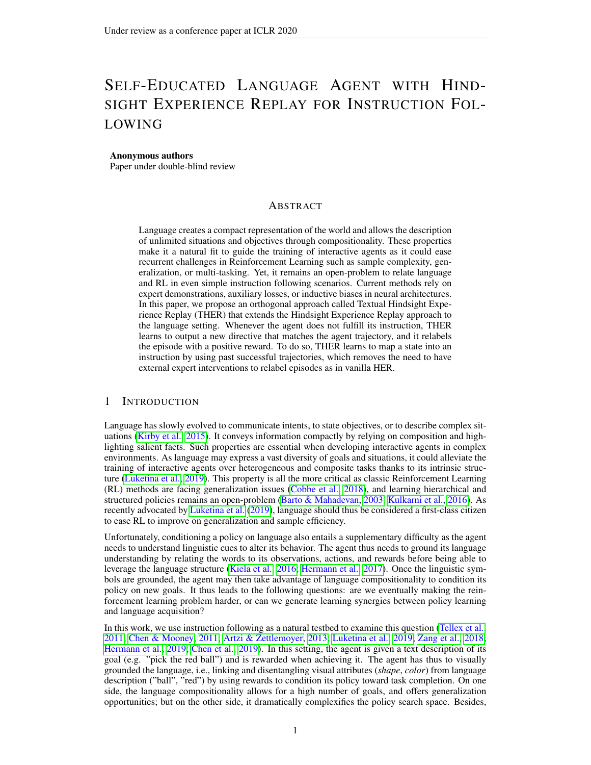# SELF-EDUCATED LANGUAGE AGENT WITH HINDSIGHT EXPERIENCE REPLAY FOR INSTRUCTION FOLLOWING

**Anonymous authors**
Paper under double-blind review

## ABSTRACT

Language creates a compact representation of the world and allows the description of unlimited situations and objectives through compositionality. These properties make it a natural fit to guide the training of interactive agents as it could ease recurrent challenges in Reinforcement Learning such as sample complexity, generalization, or multi-tasking. Yet, it remains an open-problem to relate language and RL in even simple instruction following scenarios. Current methods rely on expert demonstrations, auxiliary losses, or inductive biases in neural architectures. In this paper, we propose an orthogonal approach called Textual Hindsight Experience Replay (THER) that extends the Hindsight Experience Replay approach to the language setting. Whenever the agent does not fulfill its instruction, THER learns to output a new directive that matches the agent trajectory, and it relabels the episode with a positive reward. To do so, THER learns to map a state into an instruction by using past successful trajectories, which removes the need to have external expert interventions to relabel episodes as in vanilla HER.

## 1 INTRODUCTION

Language has slowly evolved to communicate intents, to state objectives, or to describe complex situations (Kirby et al., 2015). It conveys information compactly by relying on composition and highlighting salient facts. Such properties are essential when developing interactive agents in complex environments. As language may express a vast diversity of goals and situations, it could alleviate the training of interactive agents over heterogeneous and composite tasks thanks to its intrinsic structure (Luketina et al., 2019). This property is all the more critical as classic Reinforcement Learning (RL) methods are facing generalization issues (Cobbe et al., 2018), and learning hierarchical and structured policies remains an open-problem (Barto & Mahadevan, 2003; Kulkarni et al., 2016). As recently advocated by Luketina et al. (2019), language should thus be considered a first-class citizen to ease RL to improve on generalization and sample efficiency.

Unfortunately, conditioning a policy on language also entails a supplementary difficulty as the agent needs to understand linguistic cues to alter its behavior. The agent thus needs to ground its language understanding by relating the words to its observations, actions, and rewards before being able to leverage the language structure (Kiela et al., 2016; Hermann et al., 2017). Once the linguistic symbols are grounded, the agent may then take advantage of language compositionality to condition its policy on new goals. It thus leads to the following questions: are we eventually making the reinforcement learning problem harder, or can we generate learning synergies between policy learning and language acquisition?

In this work, we use instruction following as a natural testbed to examine this question (Tellex et al., 2011; Chen & Mooney, 2011; Artzi & Zettlemoyer, 2013; Luketina et al., 2019; Zang et al., 2018; Hermann et al., 2019; Chen et al., 2019). In this setting, the agent is given a text description of its goal (e.g. "pick the red ball") and is rewarded when achieving it. The agent has thus to visually grounded the language, i.e., linking and disentangling visual attributes (*shape*, *color*) from language description ("ball", "red") by using rewards to condition its policy toward task completion. On one side, the language compositionality allows for a high number of goals, and offers generalization opportunities; but on the other side, it dramatically complexifies the policy search space. Besides,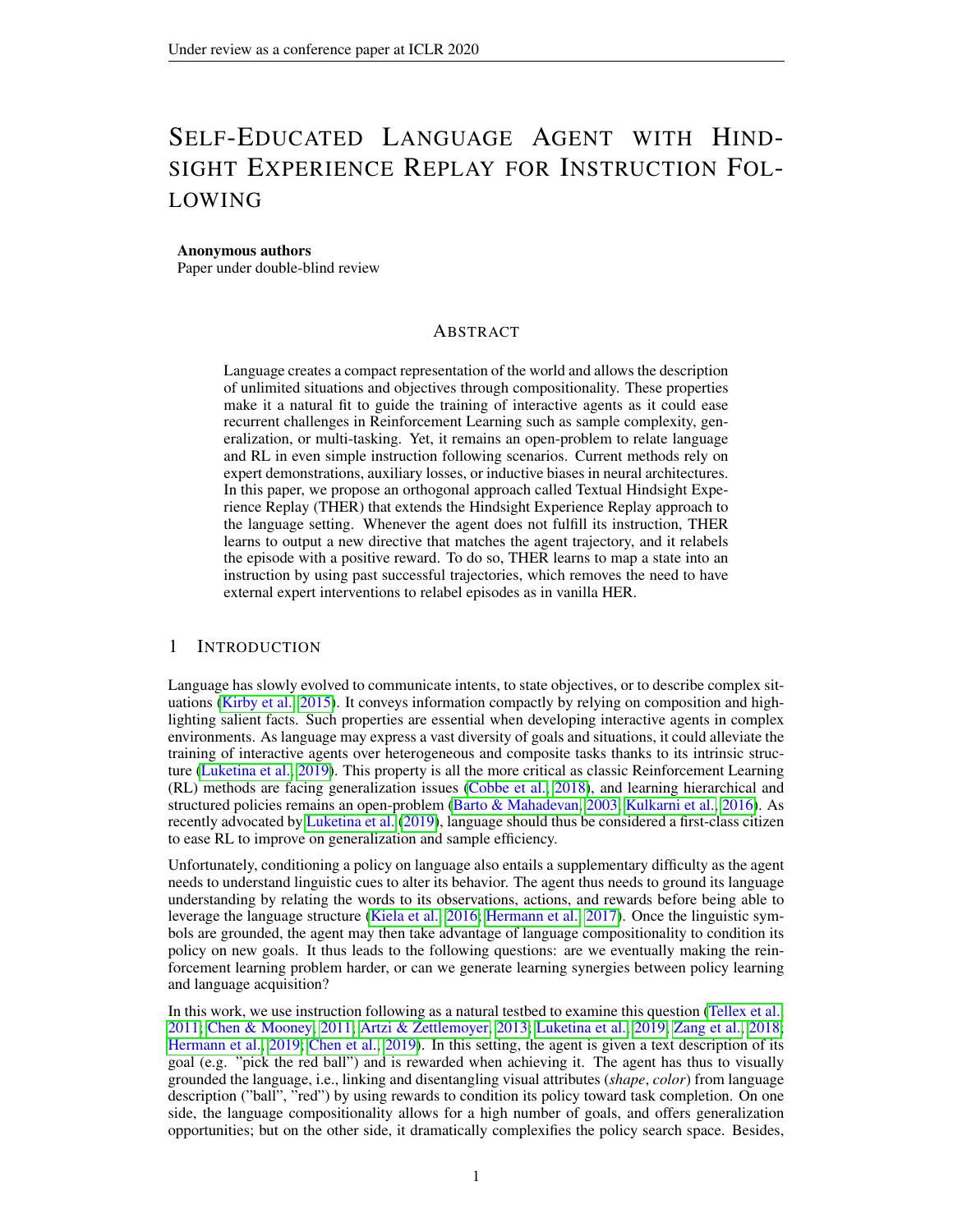# Self-Educated Language Agent with Hindsight Experience Replay for Instruction Following

**Anonymous authors**
Paper under double-blind review

## Abstract

Language creates a compact representation of the world and allows the description of unlimited situations and objectives through compositionality. These properties make it a natural fit to guide the training of interactive agents as it could ease recurrent challenges in Reinforcement Learning such as sample complexity, generalization, or multi-tasking. Yet, it remains an open-problem to relate language and RL in even simple instruction following scenarios. Current methods rely on expert demonstrations, auxiliary losses, or inductive biases in neural architectures. In this paper, we propose an orthogonal approach called Textual Hindsight Experience Replay (THER) that extends the Hindsight Experience Replay approach to the language setting. Whenever the agent does not fulfill its instruction, THER learns to output a new directive that matches the agent trajectory, and it relabels the episode with a positive reward. To do so, THER learns to map a state into an instruction by using past successful trajectories, which removes the need to have external expert interventions to relabel episodes as in vanilla HER.

## 1 Introduction

Language has slowly evolved to communicate intents, to state objectives, or to describe complex situations (Kirby et al., 2015). It conveys information compactly by relying on composition and highlighting salient facts. Such properties are essential when developing interactive agents in complex environments. As language may express a vast diversity of goals and situations, it could alleviate the training of interactive agents over heterogeneous and composite tasks thanks to its intrinsic structure (Luketina et al., 2019). This property is all the more critical as classic Reinforcement Learning (RL) methods are facing generalization issues (Cobbe et al., 2018), and learning hierarchical and structured policies remains an open-problem (Barto & Mahadevan, 2003; Kulkarni et al., 2016). As recently advocated by Luketina et al. (2019), language should thus be considered a first-class citizen to ease RL to improve on generalization and sample efficiency.

Unfortunately, conditioning a policy on language also entails a supplementary difficulty as the agent needs to understand linguistic cues to alter its behavior. The agent thus needs to ground its language understanding by relating the words to its observations, actions, and rewards before being able to leverage the language structure (Kiela et al., 2016; Hermann et al., 2017). Once the linguistic symbols are grounded, the agent may then take advantage of language compositionality to condition its policy on new goals. It thus leads to the following questions: are we eventually making the reinforcement learning problem harder, or can we generate learning synergies between policy learning and language acquisition?

In this work, we use instruction following as a natural testbed to examine this question (Tellex et al., 2011; Chen & Mooney, 2011; Artzi & Zettlemoyer, 2013; Luketina et al., 2019; Zang et al., 2018; Hermann et al., 2019; Chen et al., 2019). In this setting, the agent is given a text description of its goal (e.g. "pick the red ball") and is rewarded when achieving it. The agent has thus to visually grounded the language, i.e., linking and disentangling visual attributes (*shape*, *color*) from language description ("ball", "red") by using rewards to condition its policy toward task completion. On one side, the language compositionality allows for a high number of goals, and offers generalization opportunities; but on the other side, it dramatically complexifies the policy search space. Besides,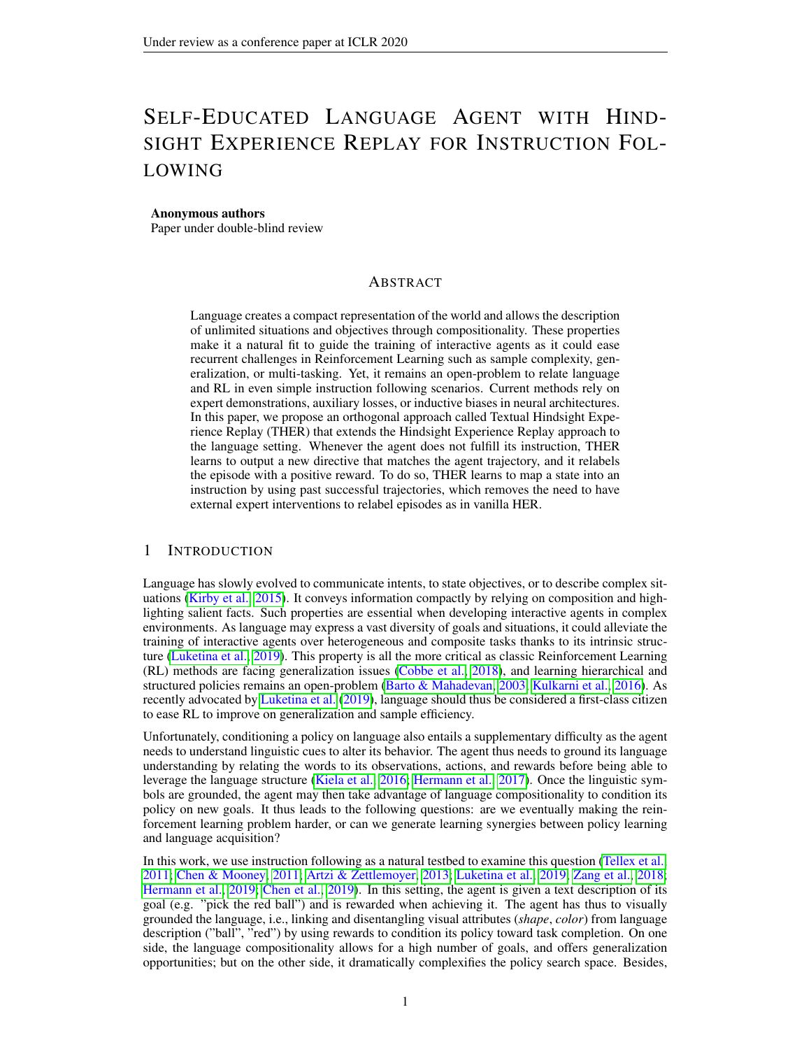# SELF-EDUCATED LANGUAGE AGENT WITH HINDSIGHT EXPERIENCE REPLAY FOR INSTRUCTION FOLLOWING

**Anonymous authors**
Paper under double-blind review

## ABSTRACT

Language creates a compact representation of the world and allows the description of unlimited situations and objectives through compositionality. These properties make it a natural fit to guide the training of interactive agents as it could ease recurrent challenges in Reinforcement Learning such as sample complexity, generalization, or multi-tasking. Yet, it remains an open-problem to relate language and RL in even simple instruction following scenarios. Current methods rely on expert demonstrations, auxiliary losses, or inductive biases in neural architectures. In this paper, we propose an orthogonal approach called Textual Hindsight Experience Replay (THER) that extends the Hindsight Experience Replay approach to the language setting. Whenever the agent does not fulfill its instruction, THER learns to output a new directive that matches the agent trajectory, and it relabels the episode with a positive reward. To do so, THER learns to map a state into an instruction by using past successful trajectories, which removes the need to have external expert interventions to relabel episodes as in vanilla HER.

## 1 INTRODUCTION

Language has slowly evolved to communicate intents, to state objectives, or to describe complex situations (Kirby et al., 2015). It conveys information compactly by relying on composition and highlighting salient facts. Such properties are essential when developing interactive agents in complex environments. As language may express a vast diversity of goals and situations, it could alleviate the training of interactive agents over heterogeneous and composite tasks thanks to its intrinsic structure (Luketina et al., 2019). This property is all the more critical as classic Reinforcement Learning (RL) methods are facing generalization issues (Cobbe et al., 2018), and learning hierarchical and structured policies remains an open-problem (Barto & Mahadevan, 2003; Kulkarni et al., 2016). As recently advocated by Luketina et al. (2019), language should thus be considered a first-class citizen to ease RL to improve on generalization and sample efficiency.

Unfortunately, conditioning a policy on language also entails a supplementary difficulty as the agent needs to understand linguistic cues to alter its behavior. The agent thus needs to ground its language understanding by relating the words to its observations, actions, and rewards before being able to leverage the language structure (Kiela et al., 2016; Hermann et al., 2017). Once the linguistic symbols are grounded, the agent may then take advantage of language compositionality to condition its policy on new goals. It thus leads to the following questions: are we eventually making the reinforcement learning problem harder, or can we generate learning synergies between policy learning and language acquisition?

In this work, we use instruction following as a natural testbed to examine this question (Tellex et al., 2011; Chen & Mooney, 2011; Artzi & Zettlemoyer, 2013; Luketina et al., 2019; Zang et al., 2018; Hermann et al., 2019; Chen et al., 2019). In this setting, the agent is given a text description of its goal (e.g. "pick the red ball") and is rewarded when achieving it. The agent has thus to visually grounded the language, i.e., linking and disentangling visual attributes (*shape*, *color*) from language description ("ball", "red") by using rewards to condition its policy toward task completion. On one side, the language compositionality allows for a high number of goals, and offers generalization opportunities; but on the other side, it dramatically complexifies the policy search space. Besides,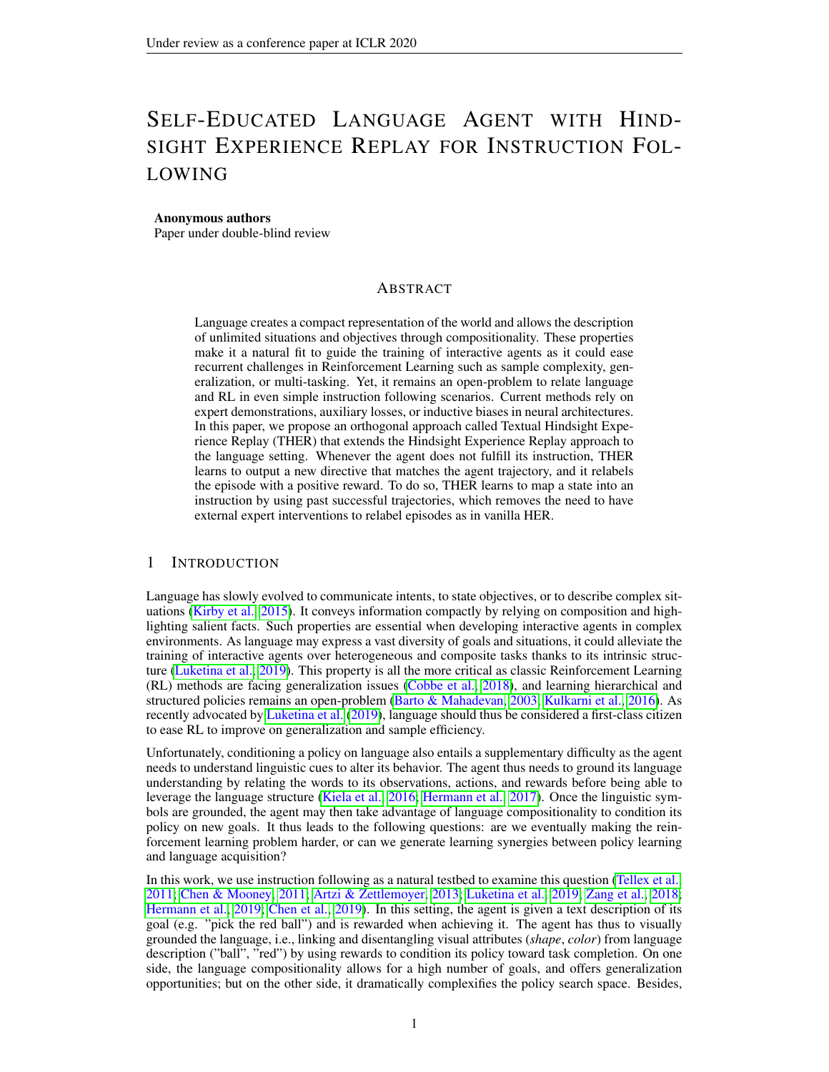# SELF-EDUCATED LANGUAGE AGENT WITH HINDSIGHT EXPERIENCE REPLAY FOR INSTRUCTION FOLLOWING

**Anonymous authors**
Paper under double-blind review

## ABSTRACT

Language creates a compact representation of the world and allows the description of unlimited situations and objectives through compositionality. These properties make it a natural fit to guide the training of interactive agents as it could ease recurrent challenges in Reinforcement Learning such as sample complexity, generalization, or multi-tasking. Yet, it remains an open-problem to relate language and RL in even simple instruction following scenarios. Current methods rely on expert demonstrations, auxiliary losses, or inductive biases in neural architectures. In this paper, we propose an orthogonal approach called Textual Hindsight Experience Replay (THER) that extends the Hindsight Experience Replay approach to the language setting. Whenever the agent does not fulfill its instruction, THER learns to output a new directive that matches the agent trajectory, and it relabels the episode with a positive reward. To do so, THER learns to map a state into an instruction by using past successful trajectories, which removes the need to have external expert interventions to relabel episodes as in vanilla HER.

## 1 INTRODUCTION

Language has slowly evolved to communicate intents, to state objectives, or to describe complex situations (Kirby et al., 2015). It conveys information compactly by relying on composition and highlighting salient facts. Such properties are essential when developing interactive agents in complex environments. As language may express a vast diversity of goals and situations, it could alleviate the training of interactive agents over heterogeneous and composite tasks thanks to its intrinsic structure (Luketina et al., 2019). This property is all the more critical as classic Reinforcement Learning (RL) methods are facing generalization issues (Cobbe et al., 2018), and learning hierarchical and structured policies remains an open-problem (Barto & Mahadevan, 2003; Kulkarni et al., 2016). As recently advocated by Luketina et al. (2019), language should thus be considered a first-class citizen to ease RL to improve on generalization and sample efficiency.

Unfortunately, conditioning a policy on language also entails a supplementary difficulty as the agent needs to understand linguistic cues to alter its behavior. The agent thus needs to ground its language understanding by relating the words to its observations, actions, and rewards before being able to leverage the language structure (Kiela et al., 2016; Hermann et al., 2017). Once the linguistic symbols are grounded, the agent may then take advantage of language compositionality to condition its policy on new goals. It thus leads to the following questions: are we eventually making the reinforcement learning problem harder, or can we generate learning synergies between policy learning and language acquisition?

In this work, we use instruction following as a natural testbed to examine this question (Tellex et al., 2011; Chen & Mooney, 2011; Artzi & Zettlemoyer, 2013; Luketina et al., 2019; Zang et al., 2018; Hermann et al., 2019; Chen et al., 2019). In this setting, the agent is given a text description of its goal (e.g. "pick the red ball") and is rewarded when achieving it. The agent has thus to visually grounded the language, i.e., linking and disentangling visual attributes (*shape*, *color*) from language description ("ball", "red") by using rewards to condition its policy toward task completion. On one side, the language compositionality allows for a high number of goals, and offers generalization opportunities; but on the other side, it dramatically complexifies the policy search space. Besides,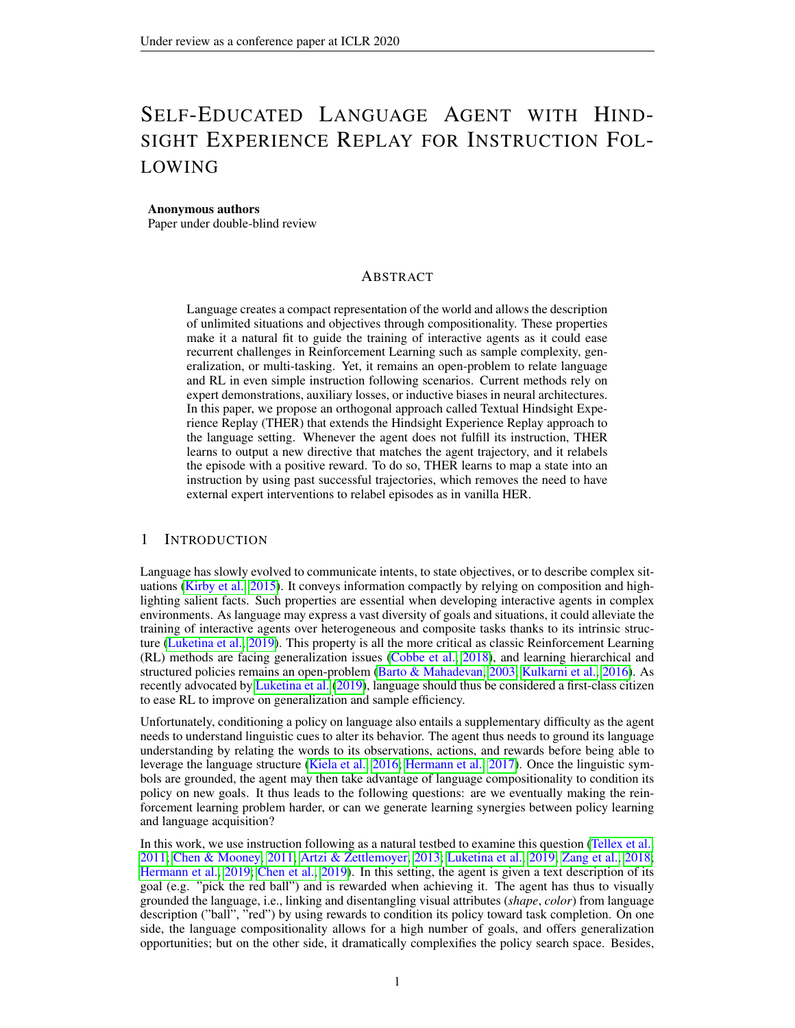# SELF-EDUCATED LANGUAGE AGENT WITH HINDSIGHT EXPERIENCE REPLAY FOR INSTRUCTION FOLLOWING

**Anonymous authors**
Paper under double-blind review

## ABSTRACT

Language creates a compact representation of the world and allows the description of unlimited situations and objectives through compositionality. These properties make it a natural fit to guide the training of interactive agents as it could ease recurrent challenges in Reinforcement Learning such as sample complexity, generalization, or multi-tasking. Yet, it remains an open-problem to relate language and RL in even simple instruction following scenarios. Current methods rely on expert demonstrations, auxiliary losses, or inductive biases in neural architectures. In this paper, we propose an orthogonal approach called Textual Hindsight Experience Replay (THER) that extends the Hindsight Experience Replay approach to the language setting. Whenever the agent does not fulfill its instruction, THER learns to output a new directive that matches the agent trajectory, and it relabels the episode with a positive reward. To do so, THER learns to map a state into an instruction by using past successful trajectories, which removes the need to have external expert interventions to relabel episodes as in vanilla HER.

## 1 INTRODUCTION

Language has slowly evolved to communicate intents, to state objectives, or to describe complex situations (Kirby et al., 2015). It conveys information compactly by relying on composition and highlighting salient facts. Such properties are essential when developing interactive agents in complex environments. As language may express a vast diversity of goals and situations, it could alleviate the training of interactive agents over heterogeneous and composite tasks thanks to its intrinsic structure (Luketina et al., 2019). This property is all the more critical as classic Reinforcement Learning (RL) methods are facing generalization issues (Cobbe et al., 2018), and learning hierarchical and structured policies remains an open-problem (Barto & Mahadevan, 2003; Kulkarni et al., 2016). As recently advocated by Luketina et al. (2019), language should thus be considered a first-class citizen to ease RL to improve on generalization and sample efficiency.

Unfortunately, conditioning a policy on language also entails a supplementary difficulty as the agent needs to understand linguistic cues to alter its behavior. The agent thus needs to ground its language understanding by relating the words to its observations, actions, and rewards before being able to leverage the language structure (Kiela et al., 2016; Hermann et al., 2017). Once the linguistic symbols are grounded, the agent may then take advantage of language compositionality to condition its policy on new goals. It thus leads to the following questions: are we eventually making the reinforcement learning problem harder, or can we generate learning synergies between policy learning and language acquisition?

In this work, we use instruction following as a natural testbed to examine this question (Tellex et al., 2011; Chen & Mooney, 2011; Artzi & Zettlemoyer, 2013; Luketina et al., 2019; Zang et al., 2018; Hermann et al., 2019; Chen et al., 2019). In this setting, the agent is given a text description of its goal (e.g. "pick the red ball") and is rewarded when achieving it. The agent has thus to visually grounded the language, i.e., linking and disentangling visual attributes (*shape*, *color*) from language description ("ball", "red") by using rewards to condition its policy toward task completion. On one side, the language compositionality allows for a high number of goals, and offers generalization opportunities; but on the other side, it dramatically complexifies the policy search space. Besides,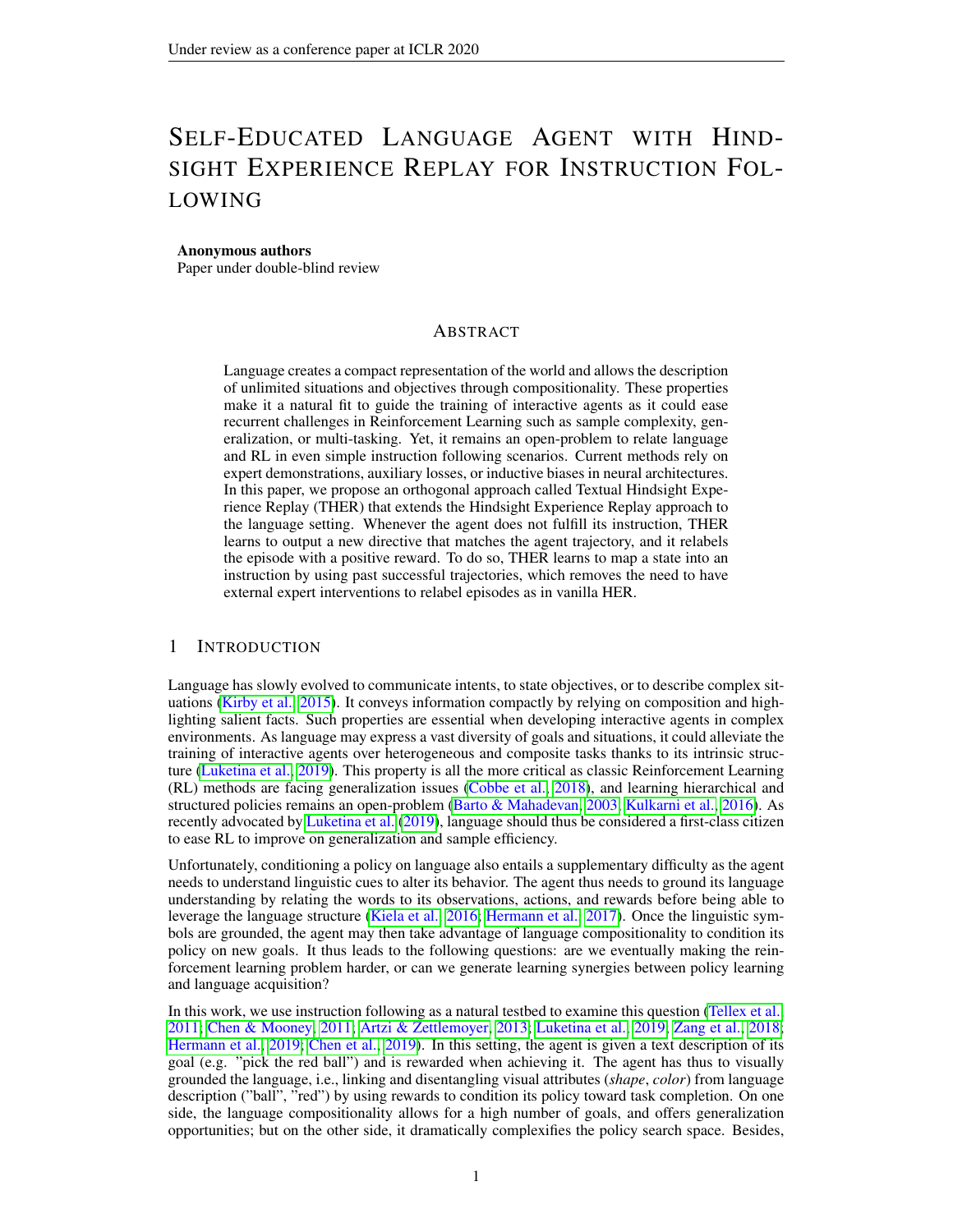# SELF-EDUCATED LANGUAGE AGENT WITH HINDSIGHT EXPERIENCE REPLAY FOR INSTRUCTION FOLLOWING

**Anonymous authors**
Paper under double-blind review

## ABSTRACT

Language creates a compact representation of the world and allows the description of unlimited situations and objectives through compositionality. These properties make it a natural fit to guide the training of interactive agents as it could ease recurrent challenges in Reinforcement Learning such as sample complexity, generalization, or multi-tasking. Yet, it remains an open-problem to relate language and RL in even simple instruction following scenarios. Current methods rely on expert demonstrations, auxiliary losses, or inductive biases in neural architectures. In this paper, we propose an orthogonal approach called Textual Hindsight Experience Replay (THER) that extends the Hindsight Experience Replay approach to the language setting. Whenever the agent does not fulfill its instruction, THER learns to output a new directive that matches the agent trajectory, and it relabels the episode with a positive reward. To do so, THER learns to map a state into an instruction by using past successful trajectories, which removes the need to have external expert interventions to relabel episodes as in vanilla HER.

## 1 INTRODUCTION

Language has slowly evolved to communicate intents, to state objectives, or to describe complex situations (Kirby et al., 2015). It conveys information compactly by relying on composition and highlighting salient facts. Such properties are essential when developing interactive agents in complex environments. As language may express a vast diversity of goals and situations, it could alleviate the training of interactive agents over heterogeneous and composite tasks thanks to its intrinsic structure (Luketina et al., 2019). This property is all the more critical as classic Reinforcement Learning (RL) methods are facing generalization issues (Cobbe et al., 2018), and learning hierarchical and structured policies remains an open-problem (Barto & Mahadevan, 2003; Kulkarni et al., 2016). As recently advocated by Luketina et al. (2019), language should thus be considered a first-class citizen to ease RL to improve on generalization and sample efficiency.

Unfortunately, conditioning a policy on language also entails a supplementary difficulty as the agent needs to understand linguistic cues to alter its behavior. The agent thus needs to ground its language understanding by relating the words to its observations, actions, and rewards before being able to leverage the language structure (Kiela et al., 2016; Hermann et al., 2017). Once the linguistic symbols are grounded, the agent may then take advantage of language compositionality to condition its policy on new goals. It thus leads to the following questions: are we eventually making the reinforcement learning problem harder, or can we generate learning synergies between policy learning and language acquisition?

In this work, we use instruction following as a natural testbed to examine this question (Tellex et al., 2011; Chen & Mooney, 2011; Artzi & Zettlemoyer, 2013; Luketina et al., 2019; Zang et al., 2018; Hermann et al., 2019; Chen et al., 2019). In this setting, the agent is given a text description of its goal (e.g. "pick the red ball") and is rewarded when achieving it. The agent has thus to visually grounded the language, i.e., linking and disentangling visual attributes (*shape*, *color*) from language description ("ball", "red") by using rewards to condition its policy toward task completion. On one side, the language compositionality allows for a high number of goals, and offers generalization opportunities; but on the other side, it dramatically complexifies the policy search space. Besides,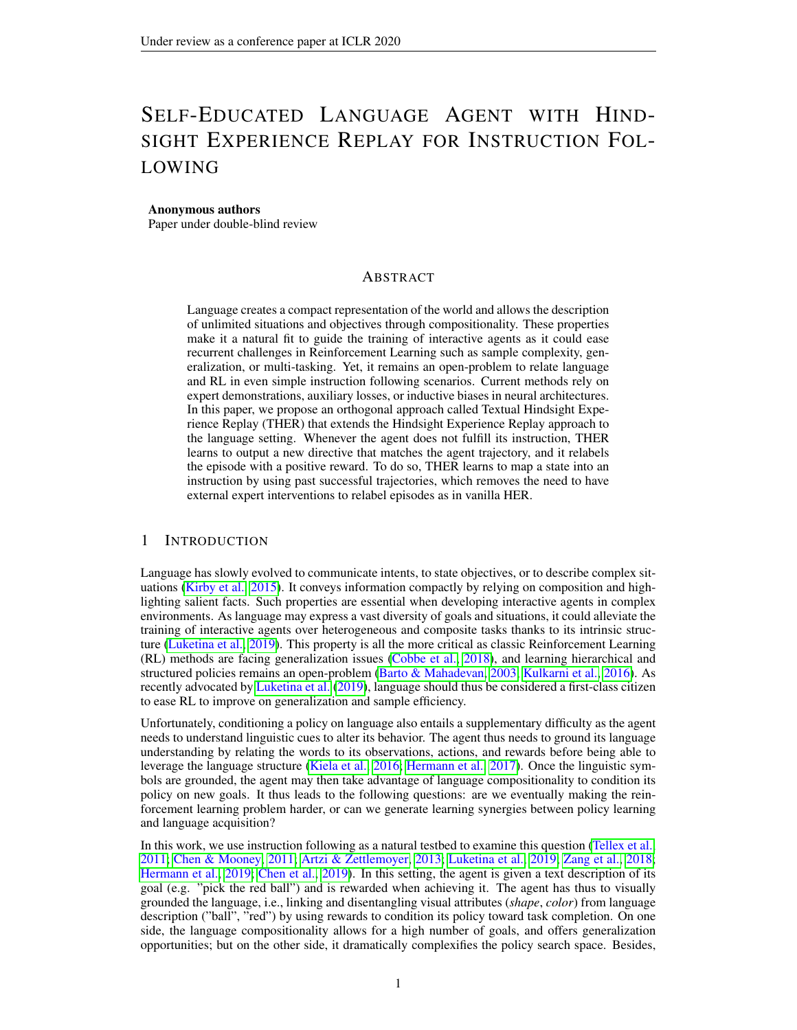# SELF-EDUCATED LANGUAGE AGENT WITH HINDSIGHT EXPERIENCE REPLAY FOR INSTRUCTION FOLLOWING

**Anonymous authors**
Paper under double-blind review

## ABSTRACT

Language creates a compact representation of the world and allows the description of unlimited situations and objectives through compositionality. These properties make it a natural fit to guide the training of interactive agents as it could ease recurrent challenges in Reinforcement Learning such as sample complexity, generalization, or multi-tasking. Yet, it remains an open-problem to relate language and RL in even simple instruction following scenarios. Current methods rely on expert demonstrations, auxiliary losses, or inductive biases in neural architectures. In this paper, we propose an orthogonal approach called Textual Hindsight Experience Replay (THER) that extends the Hindsight Experience Replay approach to the language setting. Whenever the agent does not fulfill its instruction, THER learns to output a new directive that matches the agent trajectory, and it relabels the episode with a positive reward. To do so, THER learns to map a state into an instruction by using past successful trajectories, which removes the need to have external expert interventions to relabel episodes as in vanilla HER.

## 1 INTRODUCTION

Language has slowly evolved to communicate intents, to state objectives, or to describe complex situations (Kirby et al., 2015). It conveys information compactly by relying on composition and highlighting salient facts. Such properties are essential when developing interactive agents in complex environments. As language may express a vast diversity of goals and situations, it could alleviate the training of interactive agents over heterogeneous and composite tasks thanks to its intrinsic structure (Luketina et al., 2019). This property is all the more critical as classic Reinforcement Learning (RL) methods are facing generalization issues (Cobbe et al., 2018), and learning hierarchical and structured policies remains an open-problem (Barto & Mahadevan, 2003; Kulkarni et al., 2016). As recently advocated by Luketina et al. (2019), language should thus be considered a first-class citizen to ease RL to improve on generalization and sample efficiency.

Unfortunately, conditioning a policy on language also entails a supplementary difficulty as the agent needs to understand linguistic cues to alter its behavior. The agent thus needs to ground its language understanding by relating the words to its observations, actions, and rewards before being able to leverage the language structure (Kiela et al., 2016; Hermann et al., 2017). Once the linguistic symbols are grounded, the agent may then take advantage of language compositionality to condition its policy on new goals. It thus leads to the following questions: are we eventually making the reinforcement learning problem harder, or can we generate learning synergies between policy learning and language acquisition?

In this work, we use instruction following as a natural testbed to examine this question (Tellex et al., 2011; Chen & Mooney, 2011; Artzi & Zettlemoyer, 2013; Luketina et al., 2019; Zang et al., 2018; Hermann et al., 2019; Chen et al., 2019). In this setting, the agent is given a text description of its goal (e.g. "pick the red ball") and is rewarded when achieving it. The agent has thus to visually grounded the language, i.e., linking and disentangling visual attributes (*shape*, *color*) from language description ("ball", "red") by using rewards to condition its policy toward task completion. On one side, the language compositionality allows for a high number of goals, and offers generalization opportunities; but on the other side, it dramatically complexifies the policy search space. Besides,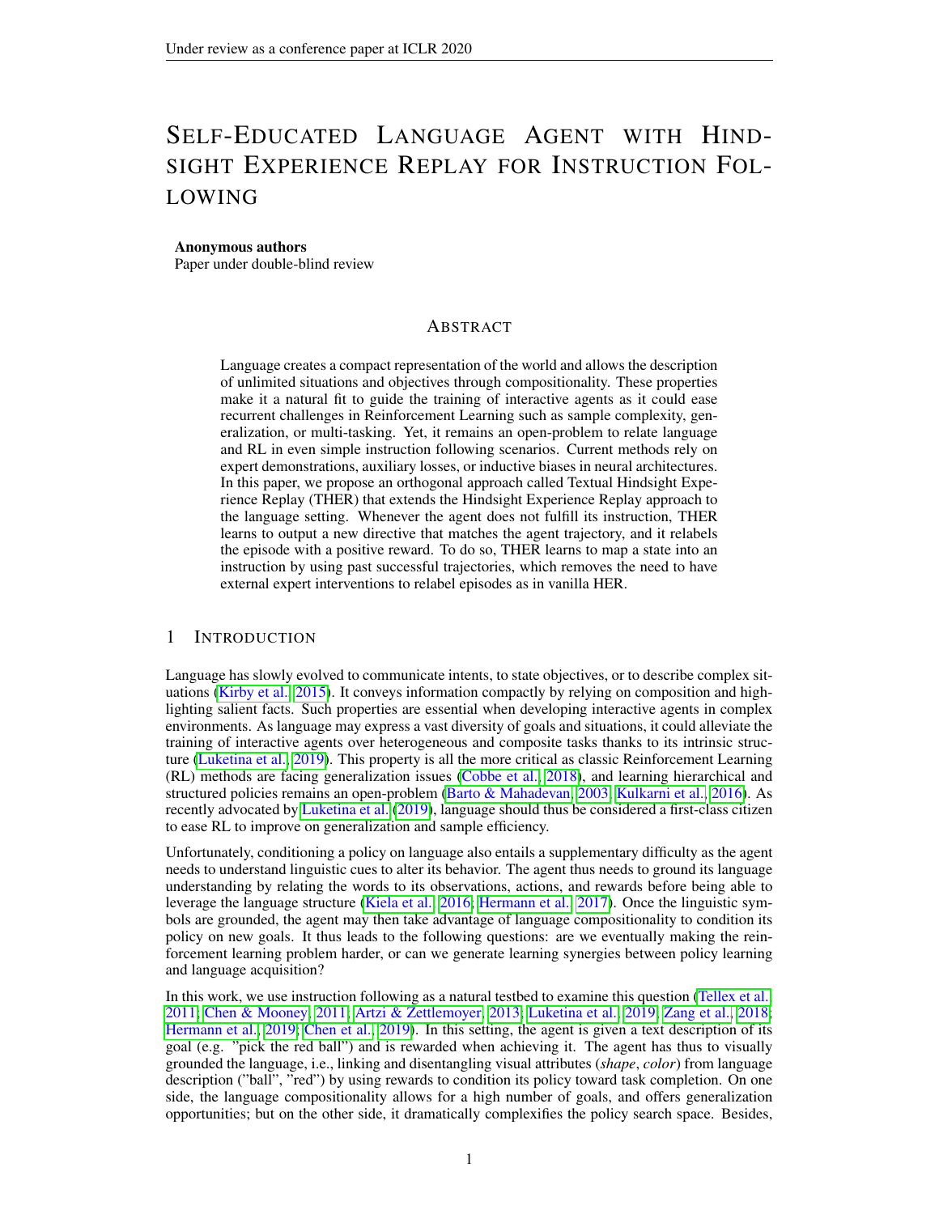# SELF-EDUCATED LANGUAGE AGENT WITH HINDSIGHT EXPERIENCE REPLAY FOR INSTRUCTION FOLLOWING

**Anonymous authors**
Paper under double-blind review

## ABSTRACT

Language creates a compact representation of the world and allows the description of unlimited situations and objectives through compositionality. These properties make it a natural fit to guide the training of interactive agents as it could ease recurrent challenges in Reinforcement Learning such as sample complexity, generalization, or multi-tasking. Yet, it remains an open-problem to relate language and RL in even simple instruction following scenarios. Current methods rely on expert demonstrations, auxiliary losses, or inductive biases in neural architectures. In this paper, we propose an orthogonal approach called Textual Hindsight Experience Replay (THER) that extends the Hindsight Experience Replay approach to the language setting. Whenever the agent does not fulfill its instruction, THER learns to output a new directive that matches the agent trajectory, and it relabels the episode with a positive reward. To do so, THER learns to map a state into an instruction by using past successful trajectories, which removes the need to have external expert interventions to relabel episodes as in vanilla HER.

## 1 INTRODUCTION

Language has slowly evolved to communicate intents, to state objectives, or to describe complex situations (Kirby et al., 2015). It conveys information compactly by relying on composition and highlighting salient facts. Such properties are essential when developing interactive agents in complex environments. As language may express a vast diversity of goals and situations, it could alleviate the training of interactive agents over heterogeneous and composite tasks thanks to its intrinsic structure (Luketina et al., 2019). This property is all the more critical as classic Reinforcement Learning (RL) methods are facing generalization issues (Cobbe et al., 2018), and learning hierarchical and structured policies remains an open-problem (Barto & Mahadevan, 2003; Kulkarni et al., 2016). As recently advocated by Luketina et al. (2019), language should thus be considered a first-class citizen to ease RL to improve on generalization and sample efficiency.

Unfortunately, conditioning a policy on language also entails a supplementary difficulty as the agent needs to understand linguistic cues to alter its behavior. The agent thus needs to ground its language understanding by relating the words to its observations, actions, and rewards before being able to leverage the language structure (Kiela et al., 2016; Hermann et al., 2017). Once the linguistic symbols are grounded, the agent may then take advantage of language compositionality to condition its policy on new goals. It thus leads to the following questions: are we eventually making the reinforcement learning problem harder, or can we generate learning synergies between policy learning and language acquisition?

In this work, we use instruction following as a natural testbed to examine this question (Tellex et al., 2011; Chen & Mooney, 2011; Artzi & Zettlemoyer, 2013; Luketina et al., 2019; Zang et al., 2018; Hermann et al., 2019; Chen et al., 2019). In this setting, the agent is given a text description of its goal (e.g. "pick the red ball") and is rewarded when achieving it. The agent has thus to visually grounded the language, i.e., linking and disentangling visual attributes (*shape*, *color*) from language description ("ball", "red") by using rewards to condition its policy toward task completion. On one side, the language compositionality allows for a high number of goals, and offers generalization opportunities; but on the other side, it dramatically complexifies the policy search space. Besides,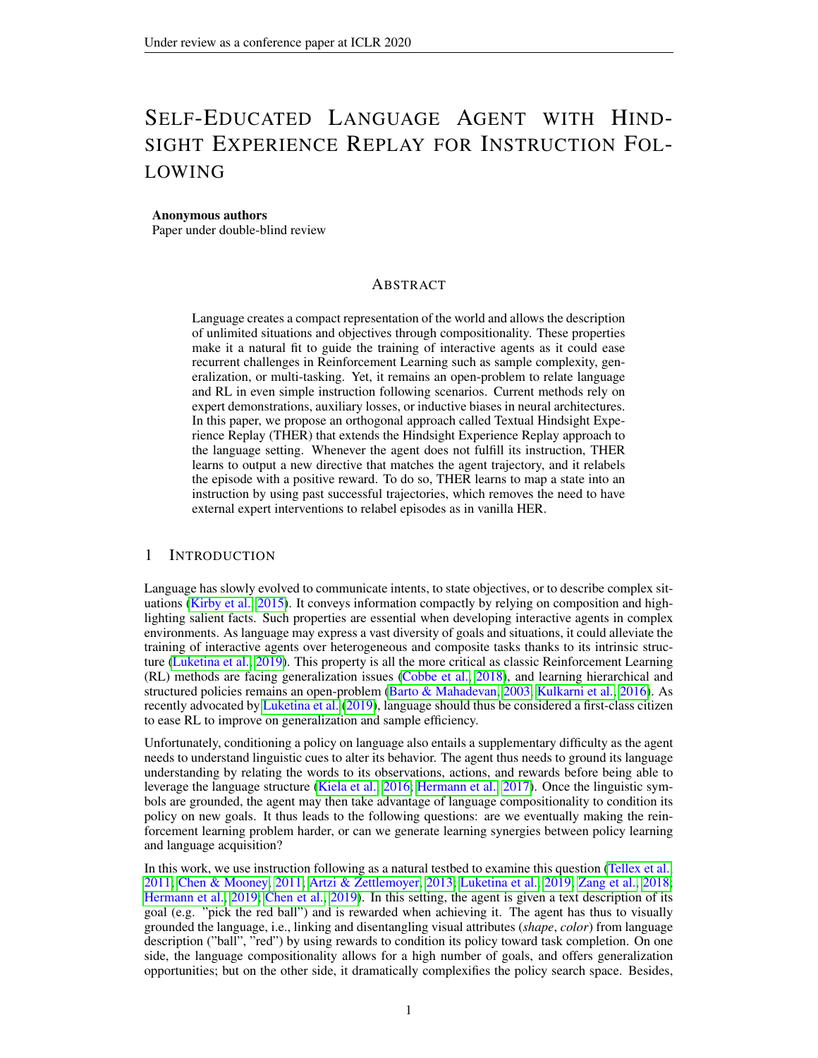# SELF-EDUCATED LANGUAGE AGENT WITH HINDSIGHT EXPERIENCE REPLAY FOR INSTRUCTION FOLLOWING

**Anonymous authors**
Paper under double-blind review

## ABSTRACT

Language creates a compact representation of the world and allows the description of unlimited situations and objectives through compositionality. These properties make it a natural fit to guide the training of interactive agents as it could ease recurrent challenges in Reinforcement Learning such as sample complexity, generalization, or multi-tasking. Yet, it remains an open-problem to relate language and RL in even simple instruction following scenarios. Current methods rely on expert demonstrations, auxiliary losses, or inductive biases in neural architectures. In this paper, we propose an orthogonal approach called Textual Hindsight Experience Replay (THER) that extends the Hindsight Experience Replay approach to the language setting. Whenever the agent does not fulfill its instruction, THER learns to output a new directive that matches the agent trajectory, and it relabels the episode with a positive reward. To do so, THER learns to map a state into an instruction by using past successful trajectories, which removes the need to have external expert interventions to relabel episodes as in vanilla HER.

## 1 INTRODUCTION

Language has slowly evolved to communicate intents, to state objectives, or to describe complex situations (Kirby et al., 2015). It conveys information compactly by relying on composition and highlighting salient facts. Such properties are essential when developing interactive agents in complex environments. As language may express a vast diversity of goals and situations, it could alleviate the training of interactive agents over heterogeneous and composite tasks thanks to its intrinsic structure (Luketina et al., 2019). This property is all the more critical as classic Reinforcement Learning (RL) methods are facing generalization issues (Cobbe et al., 2018), and learning hierarchical and structured policies remains an open-problem (Barto & Mahadevan, 2003; Kulkarni et al., 2016). As recently advocated by Luketina et al. (2019), language should thus be considered a first-class citizen to ease RL to improve on generalization and sample efficiency.

Unfortunately, conditioning a policy on language also entails a supplementary difficulty as the agent needs to understand linguistic cues to alter its behavior. The agent thus needs to ground its language understanding by relating the words to its observations, actions, and rewards before being able to leverage the language structure (Kiela et al., 2016; Hermann et al., 2017). Once the linguistic symbols are grounded, the agent may then take advantage of language compositionality to condition its policy on new goals. It thus leads to the following questions: are we eventually making the reinforcement learning problem harder, or can we generate learning synergies between policy learning and language acquisition?

In this work, we use instruction following as a natural testbed to examine this question (Tellex et al., 2011; Chen & Mooney, 2011; Artzi & Zettlemoyer, 2013; Luketina et al., 2019; Zang et al., 2018; Hermann et al., 2019; Chen et al., 2019). In this setting, the agent is given a text description of its goal (e.g. "pick the red ball") and is rewarded when achieving it. The agent has thus to visually grounded the language, i.e., linking and disentangling visual attributes (*shape*, *color*) from language description ("ball", "red") by using rewards to condition its policy toward task completion. On one side, the language compositionality allows for a high number of goals, and offers generalization opportunities; but on the other side, it dramatically complexifies the policy search space. Besides,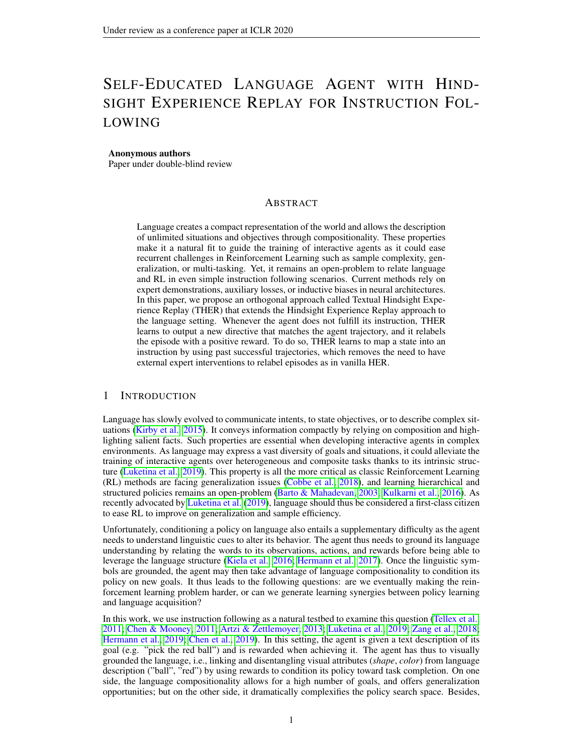# Self-Educated Language Agent with Hindsight Experience Replay for Instruction Following

**Anonymous authors**
Paper under double-blind review

## Abstract

Language creates a compact representation of the world and allows the description of unlimited situations and objectives through compositionality. These properties make it a natural fit to guide the training of interactive agents as it could ease recurrent challenges in Reinforcement Learning such as sample complexity, generalization, or multi-tasking. Yet, it remains an open-problem to relate language and RL in even simple instruction following scenarios. Current methods rely on expert demonstrations, auxiliary losses, or inductive biases in neural architectures. In this paper, we propose an orthogonal approach called Textual Hindsight Experience Replay (THER) that extends the Hindsight Experience Replay approach to the language setting. Whenever the agent does not fulfill its instruction, THER learns to output a new directive that matches the agent trajectory, and it relabels the episode with a positive reward. To do so, THER learns to map a state into an instruction by using past successful trajectories, which removes the need to have external expert interventions to relabel episodes as in vanilla HER.

## 1 Introduction

Language has slowly evolved to communicate intents, to state objectives, or to describe complex situations (Kirby et al., 2015). It conveys information compactly by relying on composition and highlighting salient facts. Such properties are essential when developing interactive agents in complex environments. As language may express a vast diversity of goals and situations, it could alleviate the training of interactive agents over heterogeneous and composite tasks thanks to its intrinsic structure (Luketina et al., 2019). This property is all the more critical as classic Reinforcement Learning (RL) methods are facing generalization issues (Cobbe et al., 2018), and learning hierarchical and structured policies remains an open-problem (Barto & Mahadevan, 2003; Kulkarni et al., 2016). As recently advocated by Luketina et al. (2019), language should thus be considered a first-class citizen to ease RL to improve on generalization and sample efficiency.

Unfortunately, conditioning a policy on language also entails a supplementary difficulty as the agent needs to understand linguistic cues to alter its behavior. The agent thus needs to ground its language understanding by relating the words to its observations, actions, and rewards before being able to leverage the language structure (Kiela et al., 2016; Hermann et al., 2017). Once the linguistic symbols are grounded, the agent may then take advantage of language compositionality to condition its policy on new goals. It thus leads to the following questions: are we eventually making the reinforcement learning problem harder, or can we generate learning synergies between policy learning and language acquisition?

In this work, we use instruction following as a natural testbed to examine this question (Tellex et al., 2011; Chen & Mooney, 2011; Artzi & Zettlemoyer, 2013; Luketina et al., 2019; Zang et al., 2018; Hermann et al., 2019; Chen et al., 2019). In this setting, the agent is given a text description of its goal (e.g. "pick the red ball") and is rewarded when achieving it. The agent has thus to visually grounded the language, i.e., linking and disentangling visual attributes (*shape*, *color*) from language description ("ball", "red") by using rewards to condition its policy toward task completion. On one side, the language compositionality allows for a high number of goals, and offers generalization opportunities; but on the other side, it dramatically complexifies the policy search space. Besides,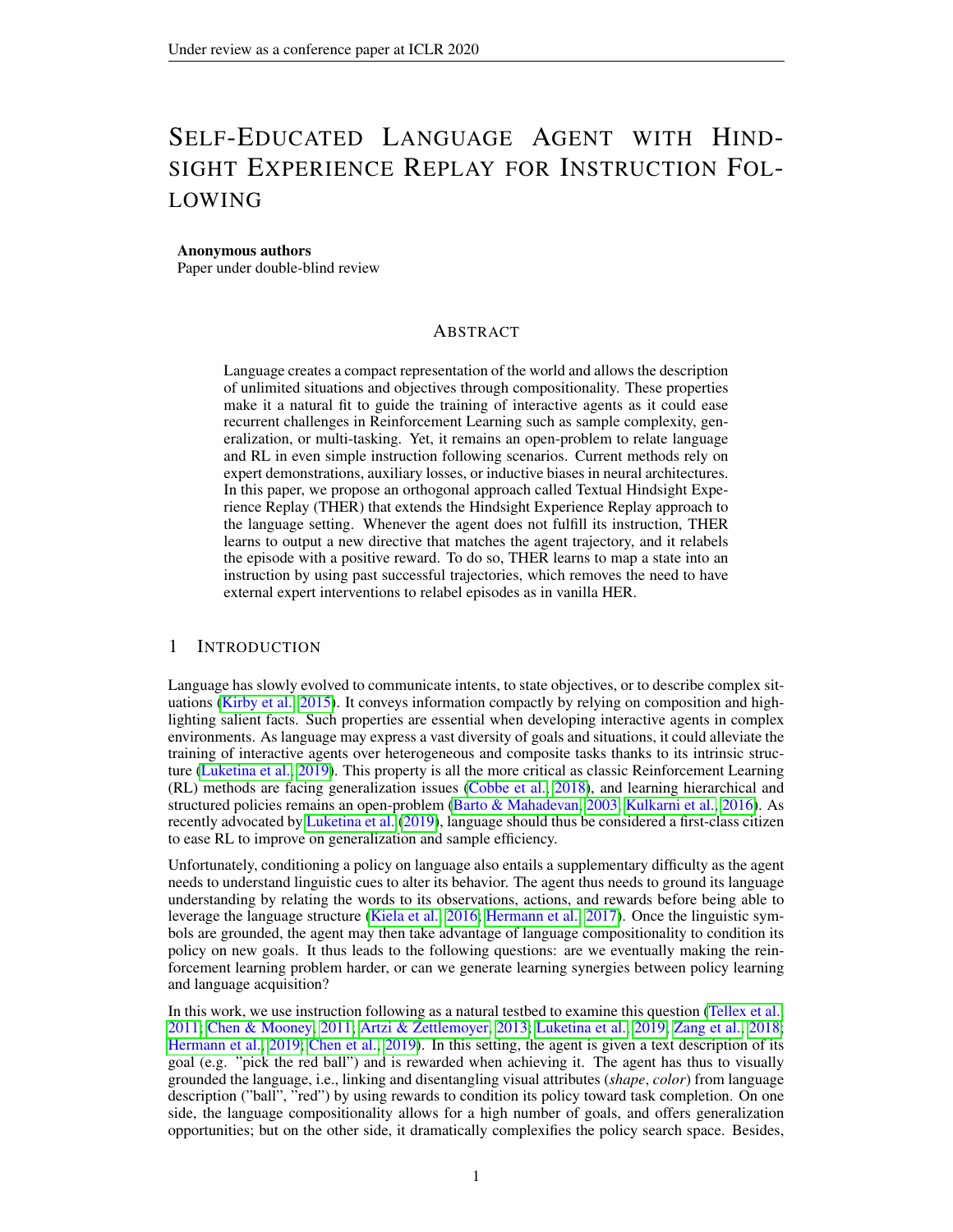# Self-Educated Language Agent with Hindsight Experience Replay for Instruction Following

**Anonymous authors**
Paper under double-blind review

## Abstract

Language creates a compact representation of the world and allows the description of unlimited situations and objectives through compositionality. These properties make it a natural fit to guide the training of interactive agents as it could ease recurrent challenges in Reinforcement Learning such as sample complexity, generalization, or multi-tasking. Yet, it remains an open-problem to relate language and RL in even simple instruction following scenarios. Current methods rely on expert demonstrations, auxiliary losses, or inductive biases in neural architectures. In this paper, we propose an orthogonal approach called Textual Hindsight Experience Replay (THER) that extends the Hindsight Experience Replay approach to the language setting. Whenever the agent does not fulfill its instruction, THER learns to output a new directive that matches the agent trajectory, and it relabels the episode with a positive reward. To do so, THER learns to map a state into an instruction by using past successful trajectories, which removes the need to have external expert interventions to relabel episodes as in vanilla HER.

## 1 Introduction

Language has slowly evolved to communicate intents, to state objectives, or to describe complex situations (Kirby et al., 2015). It conveys information compactly by relying on composition and highlighting salient facts. Such properties are essential when developing interactive agents in complex environments. As language may express a vast diversity of goals and situations, it could alleviate the training of interactive agents over heterogeneous and composite tasks thanks to its intrinsic structure (Luketina et al., 2019). This property is all the more critical as classic Reinforcement Learning (RL) methods are facing generalization issues (Cobbe et al., 2018), and learning hierarchical and structured policies remains an open-problem (Barto & Mahadevan, 2003; Kulkarni et al., 2016). As recently advocated by Luketina et al. (2019), language should thus be considered a first-class citizen to ease RL to improve on generalization and sample efficiency.

Unfortunately, conditioning a policy on language also entails a supplementary difficulty as the agent needs to understand linguistic cues to alter its behavior. The agent thus needs to ground its language understanding by relating the words to its observations, actions, and rewards before being able to leverage the language structure (Kiela et al., 2016; Hermann et al., 2017). Once the linguistic symbols are grounded, the agent may then take advantage of language compositionality to condition its policy on new goals. It thus leads to the following questions: are we eventually making the reinforcement learning problem harder, or can we generate learning synergies between policy learning and language acquisition?

In this work, we use instruction following as a natural testbed to examine this question (Tellex et al., 2011; Chen & Mooney, 2011; Artzi & Zettlemoyer, 2013; Luketina et al., 2019; Zang et al., 2018; Hermann et al., 2019; Chen et al., 2019). In this setting, the agent is given a text description of its goal (e.g. "pick the red ball") and is rewarded when achieving it. The agent has thus to visually grounded the language, i.e., linking and disentangling visual attributes (*shape*, *color*) from language description ("ball", "red") by using rewards to condition its policy toward task completion. On one side, the language compositionality allows for a high number of goals, and offers generalization opportunities; but on the other side, it dramatically complexifies the policy search space. Besides,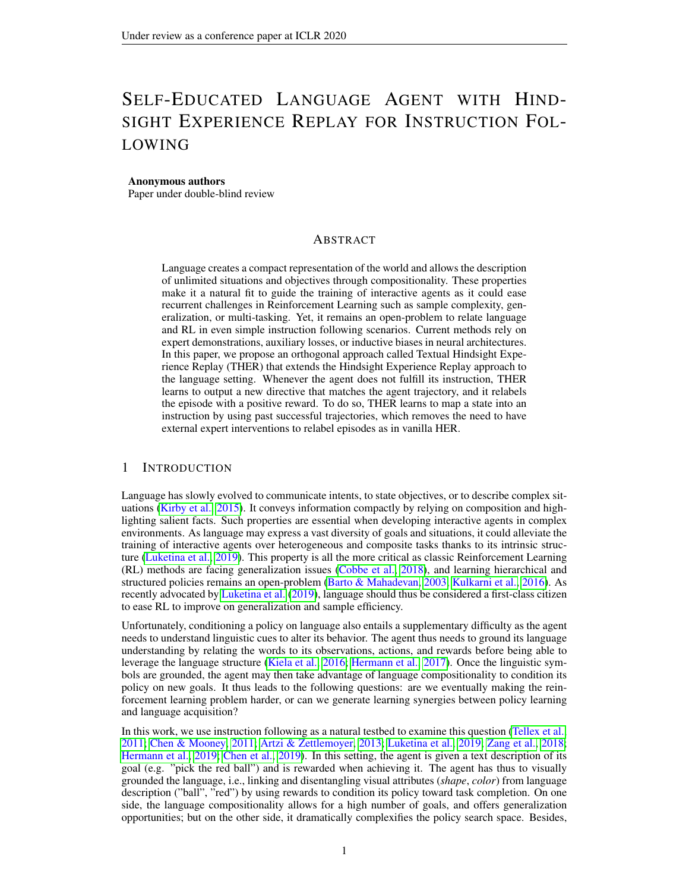# SELF-EDUCATED LANGUAGE AGENT WITH HINDSIGHT EXPERIENCE REPLAY FOR INSTRUCTION FOLLOWING

**Anonymous authors**
Paper under double-blind review

## ABSTRACT

Language creates a compact representation of the world and allows the description of unlimited situations and objectives through compositionality. These properties make it a natural fit to guide the training of interactive agents as it could ease recurrent challenges in Reinforcement Learning such as sample complexity, generalization, or multi-tasking. Yet, it remains an open-problem to relate language and RL in even simple instruction following scenarios. Current methods rely on expert demonstrations, auxiliary losses, or inductive biases in neural architectures. In this paper, we propose an orthogonal approach called Textual Hindsight Experience Replay (THER) that extends the Hindsight Experience Replay approach to the language setting. Whenever the agent does not fulfill its instruction, THER learns to output a new directive that matches the agent trajectory, and it relabels the episode with a positive reward. To do so, THER learns to map a state into an instruction by using past successful trajectories, which removes the need to have external expert interventions to relabel episodes as in vanilla HER.

## 1 INTRODUCTION

Language has slowly evolved to communicate intents, to state objectives, or to describe complex situations (Kirby et al., 2015). It conveys information compactly by relying on composition and highlighting salient facts. Such properties are essential when developing interactive agents in complex environments. As language may express a vast diversity of goals and situations, it could alleviate the training of interactive agents over heterogeneous and composite tasks thanks to its intrinsic structure (Luketina et al., 2019). This property is all the more critical as classic Reinforcement Learning (RL) methods are facing generalization issues (Cobbe et al., 2018), and learning hierarchical and structured policies remains an open-problem (Barto & Mahadevan, 2003; Kulkarni et al., 2016). As recently advocated by Luketina et al. (2019), language should thus be considered a first-class citizen to ease RL to improve on generalization and sample efficiency.

Unfortunately, conditioning a policy on language also entails a supplementary difficulty as the agent needs to understand linguistic cues to alter its behavior. The agent thus needs to ground its language understanding by relating the words to its observations, actions, and rewards before being able to leverage the language structure (Kiela et al., 2016; Hermann et al., 2017). Once the linguistic symbols are grounded, the agent may then take advantage of language compositionality to condition its policy on new goals. It thus leads to the following questions: are we eventually making the reinforcement learning problem harder, or can we generate learning synergies between policy learning and language acquisition?

In this work, we use instruction following as a natural testbed to examine this question (Tellex et al., 2011; Chen & Mooney, 2011; Artzi & Zettlemoyer, 2013; Luketina et al., 2019; Zang et al., 2018; Hermann et al., 2019; Chen et al., 2019). In this setting, the agent is given a text description of its goal (e.g. "pick the red ball") and is rewarded when achieving it. The agent has thus to visually grounded the language, i.e., linking and disentangling visual attributes (*shape*, *color*) from language description ("ball", "red") by using rewards to condition its policy toward task completion. On one side, the language compositionality allows for a high number of goals, and offers generalization opportunities; but on the other side, it dramatically complexifies the policy search space. Besides,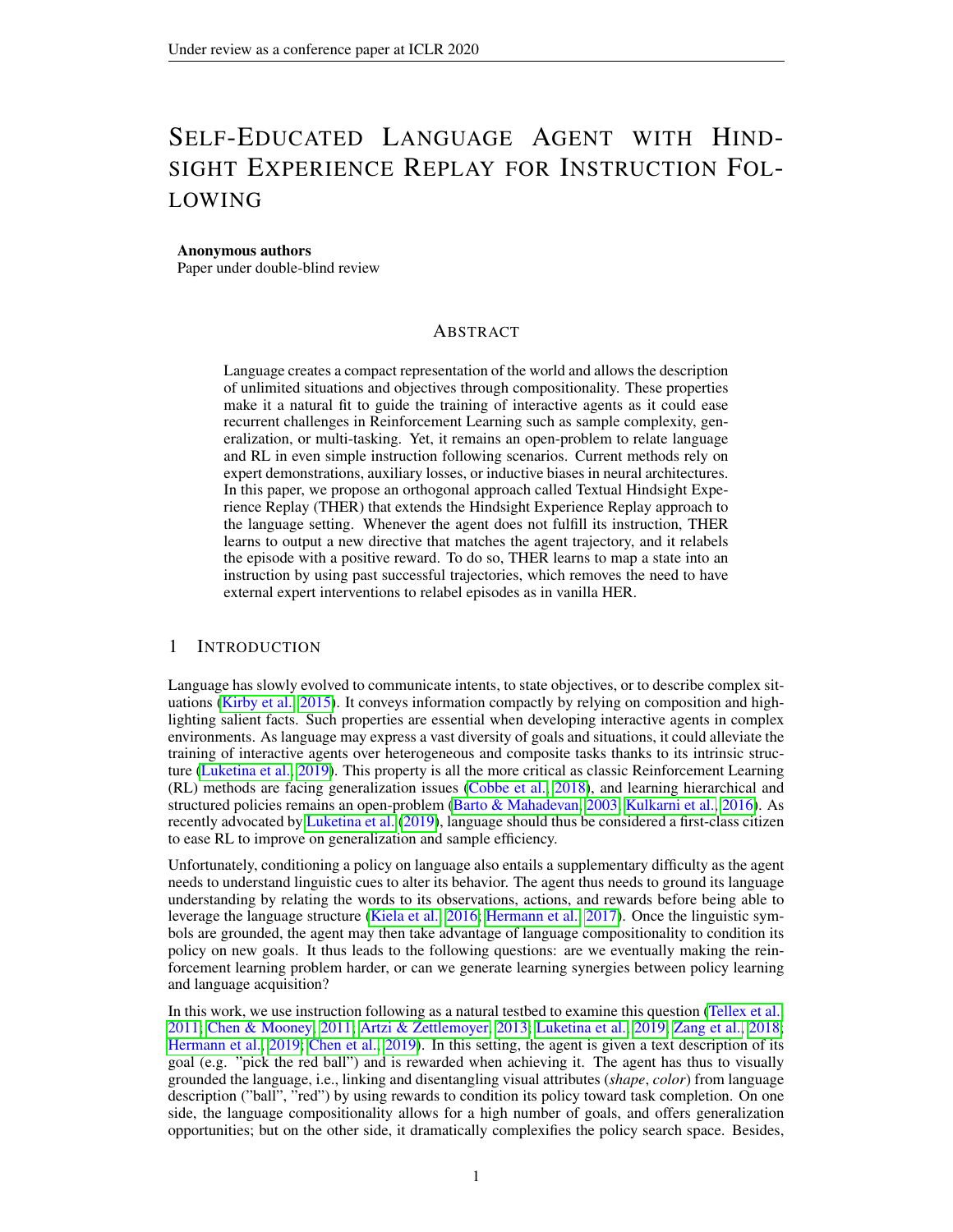# Self-Educated Language Agent with Hindsight Experience Replay for Instruction Following

**Anonymous authors**
Paper under double-blind review

## Abstract

Language creates a compact representation of the world and allows the description of unlimited situations and objectives through compositionality. These properties make it a natural fit to guide the training of interactive agents as it could ease recurrent challenges in Reinforcement Learning such as sample complexity, generalization, or multi-tasking. Yet, it remains an open-problem to relate language and RL in even simple instruction following scenarios. Current methods rely on expert demonstrations, auxiliary losses, or inductive biases in neural architectures. In this paper, we propose an orthogonal approach called Textual Hindsight Experience Replay (THER) that extends the Hindsight Experience Replay approach to the language setting. Whenever the agent does not fulfill its instruction, THER learns to output a new directive that matches the agent trajectory, and it relabels the episode with a positive reward. To do so, THER learns to map a state into an instruction by using past successful trajectories, which removes the need to have external expert interventions to relabel episodes as in vanilla HER.

## 1 Introduction

Language has slowly evolved to communicate intents, to state objectives, or to describe complex situations (Kirby et al., 2015). It conveys information compactly by relying on composition and highlighting salient facts. Such properties are essential when developing interactive agents in complex environments. As language may express a vast diversity of goals and situations, it could alleviate the training of interactive agents over heterogeneous and composite tasks thanks to its intrinsic structure (Luketina et al., 2019). This property is all the more critical as classic Reinforcement Learning (RL) methods are facing generalization issues (Cobbe et al., 2018), and learning hierarchical and structured policies remains an open-problem (Barto & Mahadevan, 2003; Kulkarni et al., 2016). As recently advocated by Luketina et al. (2019), language should thus be considered a first-class citizen to ease RL to improve on generalization and sample efficiency.

Unfortunately, conditioning a policy on language also entails a supplementary difficulty as the agent needs to understand linguistic cues to alter its behavior. The agent thus needs to ground its language understanding by relating the words to its observations, actions, and rewards before being able to leverage the language structure (Kiela et al., 2016; Hermann et al., 2017). Once the linguistic symbols are grounded, the agent may then take advantage of language compositionality to condition its policy on new goals. It thus leads to the following questions: are we eventually making the reinforcement learning problem harder, or can we generate learning synergies between policy learning and language acquisition?

In this work, we use instruction following as a natural testbed to examine this question (Tellex et al., 2011; Chen & Mooney, 2011; Artzi & Zettlemoyer, 2013; Luketina et al., 2019; Zang et al., 2018; Hermann et al., 2019; Chen et al., 2019). In this setting, the agent is given a text description of its goal (e.g. "pick the red ball") and is rewarded when achieving it. The agent has thus to visually grounded the language, i.e., linking and disentangling visual attributes (*shape*, *color*) from language description ("ball", "red") by using rewards to condition its policy toward task completion. On one side, the language compositionality allows for a high number of goals, and offers generalization opportunities; but on the other side, it dramatically complexifies the policy search space. Besides,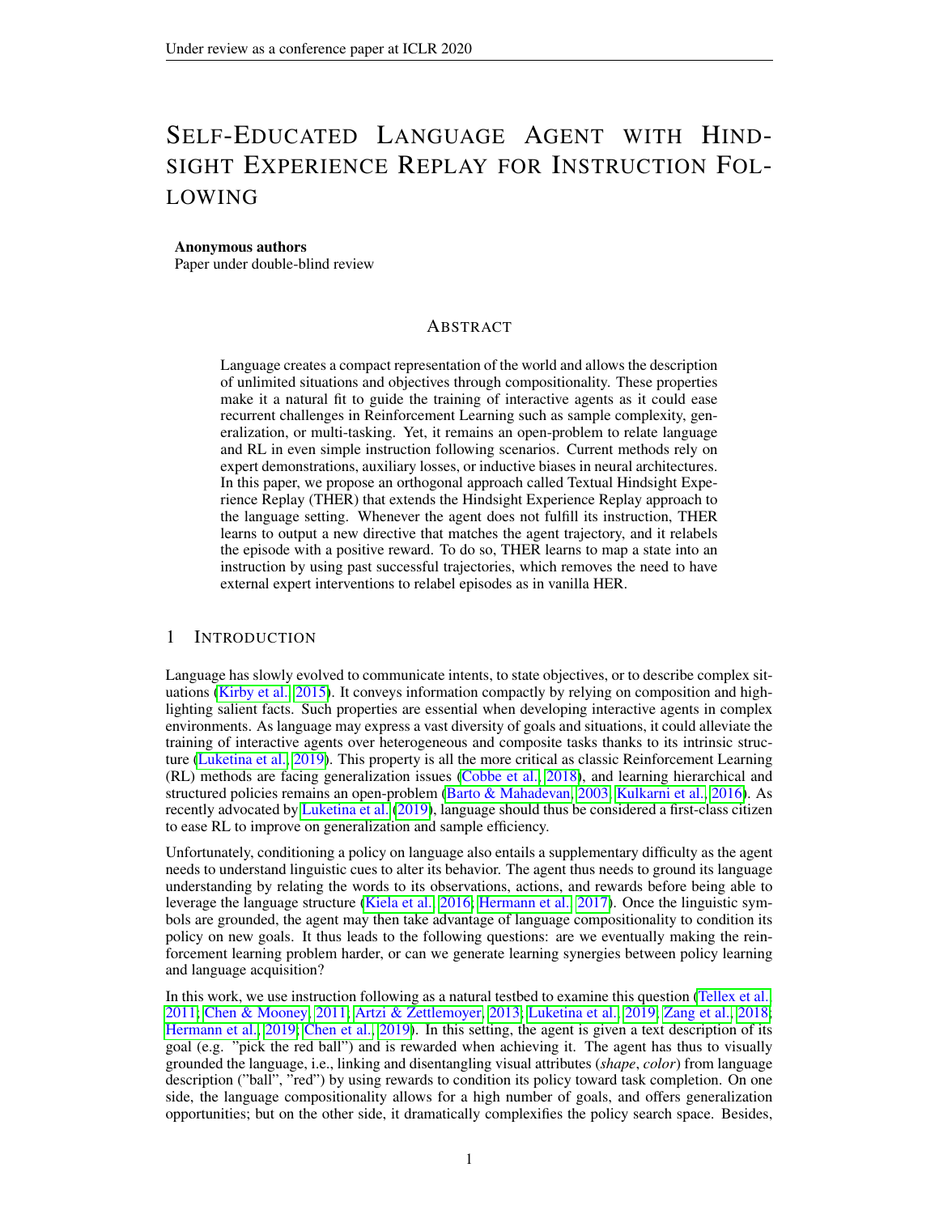# SELF-EDUCATED LANGUAGE AGENT WITH HINDSIGHT EXPERIENCE REPLAY FOR INSTRUCTION FOLLOWING

**Anonymous authors**
Paper under double-blind review

## ABSTRACT

Language creates a compact representation of the world and allows the description of unlimited situations and objectives through compositionality. These properties make it a natural fit to guide the training of interactive agents as it could ease recurrent challenges in Reinforcement Learning such as sample complexity, generalization, or multi-tasking. Yet, it remains an open-problem to relate language and RL in even simple instruction following scenarios. Current methods rely on expert demonstrations, auxiliary losses, or inductive biases in neural architectures. In this paper, we propose an orthogonal approach called Textual Hindsight Experience Replay (THER) that extends the Hindsight Experience Replay approach to the language setting. Whenever the agent does not fulfill its instruction, THER learns to output a new directive that matches the agent trajectory, and it relabels the episode with a positive reward. To do so, THER learns to map a state into an instruction by using past successful trajectories, which removes the need to have external expert interventions to relabel episodes as in vanilla HER.

## 1 INTRODUCTION

Language has slowly evolved to communicate intents, to state objectives, or to describe complex situations (Kirby et al., 2015). It conveys information compactly by relying on composition and highlighting salient facts. Such properties are essential when developing interactive agents in complex environments. As language may express a vast diversity of goals and situations, it could alleviate the training of interactive agents over heterogeneous and composite tasks thanks to its intrinsic structure (Luketina et al., 2019). This property is all the more critical as classic Reinforcement Learning (RL) methods are facing generalization issues (Cobbe et al., 2018), and learning hierarchical and structured policies remains an open-problem (Barto & Mahadevan, 2003; Kulkarni et al., 2016). As recently advocated by Luketina et al. (2019), language should thus be considered a first-class citizen to ease RL to improve on generalization and sample efficiency.

Unfortunately, conditioning a policy on language also entails a supplementary difficulty as the agent needs to understand linguistic cues to alter its behavior. The agent thus needs to ground its language understanding by relating the words to its observations, actions, and rewards before being able to leverage the language structure (Kiela et al., 2016; Hermann et al., 2017). Once the linguistic symbols are grounded, the agent may then take advantage of language compositionality to condition its policy on new goals. It thus leads to the following questions: are we eventually making the reinforcement learning problem harder, or can we generate learning synergies between policy learning and language acquisition?

In this work, we use instruction following as a natural testbed to examine this question (Tellex et al., 2011; Chen & Mooney, 2011; Artzi & Zettlemoyer, 2013; Luketina et al., 2019; Zang et al., 2018; Hermann et al., 2019; Chen et al., 2019). In this setting, the agent is given a text description of its goal (e.g. "pick the red ball") and is rewarded when achieving it. The agent has thus to visually grounded the language, i.e., linking and disentangling visual attributes (*shape*, *color*) from language description ("ball", "red") by using rewards to condition its policy toward task completion. On one side, the language compositionality allows for a high number of goals, and offers generalization opportunities; but on the other side, it dramatically complexifies the policy search space. Besides,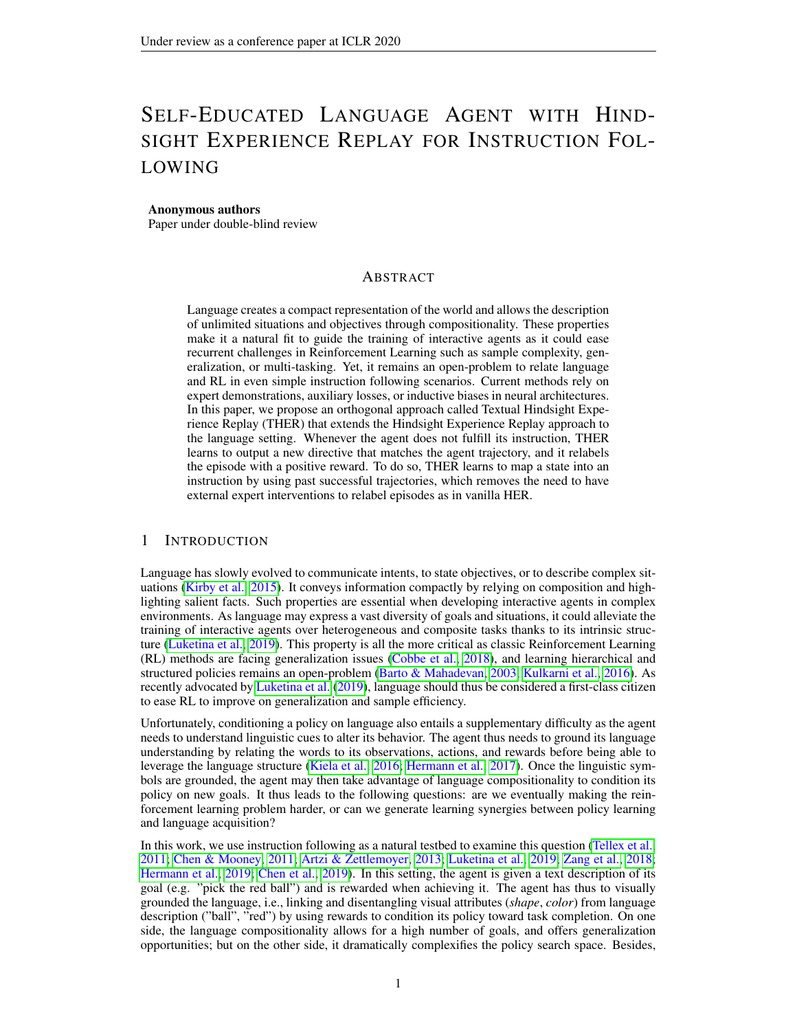# Self-Educated Language Agent with Hindsight Experience Replay for Instruction Following

**Anonymous authors**
Paper under double-blind review

## Abstract

Language creates a compact representation of the world and allows the description of unlimited situations and objectives through compositionality. These properties make it a natural fit to guide the training of interactive agents as it could ease recurrent challenges in Reinforcement Learning such as sample complexity, generalization, or multi-tasking. Yet, it remains an open-problem to relate language and RL in even simple instruction following scenarios. Current methods rely on expert demonstrations, auxiliary losses, or inductive biases in neural architectures. In this paper, we propose an orthogonal approach called Textual Hindsight Experience Replay (THER) that extends the Hindsight Experience Replay approach to the language setting. Whenever the agent does not fulfill its instruction, THER learns to output a new directive that matches the agent trajectory, and it relabels the episode with a positive reward. To do so, THER learns to map a state into an instruction by using past successful trajectories, which removes the need to have external expert interventions to relabel episodes as in vanilla HER.

## 1 Introduction

Language has slowly evolved to communicate intents, to state objectives, or to describe complex situations (Kirby et al., 2015). It conveys information compactly by relying on composition and highlighting salient facts. Such properties are essential when developing interactive agents in complex environments. As language may express a vast diversity of goals and situations, it could alleviate the training of interactive agents over heterogeneous and composite tasks thanks to its intrinsic structure (Luketina et al., 2019). This property is all the more critical as classic Reinforcement Learning (RL) methods are facing generalization issues (Cobbe et al., 2018), and learning hierarchical and structured policies remains an open-problem (Barto & Mahadevan, 2003; Kulkarni et al., 2016). As recently advocated by Luketina et al. (2019), language should thus be considered a first-class citizen to ease RL to improve on generalization and sample efficiency.

Unfortunately, conditioning a policy on language also entails a supplementary difficulty as the agent needs to understand linguistic cues to alter its behavior. The agent thus needs to ground its language understanding by relating the words to its observations, actions, and rewards before being able to leverage the language structure (Kiela et al., 2016; Hermann et al., 2017). Once the linguistic symbols are grounded, the agent may then take advantage of language compositionality to condition its policy on new goals. It thus leads to the following questions: are we eventually making the reinforcement learning problem harder, or can we generate learning synergies between policy learning and language acquisition?

In this work, we use instruction following as a natural testbed to examine this question (Tellex et al., 2011; Chen & Mooney, 2011; Artzi & Zettlemoyer, 2013; Luketina et al., 2019; Zang et al., 2018; Hermann et al., 2019; Chen et al., 2019). In this setting, the agent is given a text description of its goal (e.g. "pick the red ball") and is rewarded when achieving it. The agent has thus to visually grounded the language, i.e., linking and disentangling visual attributes (*shape*, *color*) from language description ("ball", "red") by using rewards to condition its policy toward task completion. On one side, the language compositionality allows for a high number of goals, and offers generalization opportunities; but on the other side, it dramatically complexifies the policy search space. Besides,